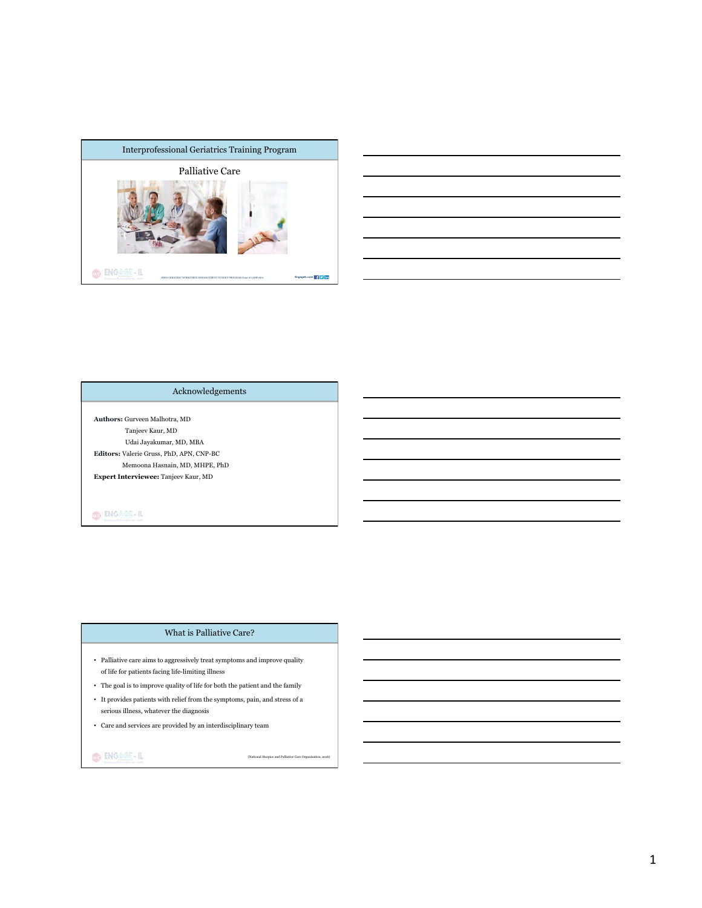## Interprofessional Geriatrics Training Program

### Palliative Care

## Acknowledgements

**Authors:** Gurveen Malhotra, MD
Tanjeev Kaur, MD
Udai Jayakumar, MD, MBA

**Editors:** Valerie Gruss, PhD, APN, CNP-BC
Memoona Hasnain, MD, MHPE, PhD

**Expert Interviewee:** Tanjeev Kaur, MD

## What is Palliative Care?

- Palliative care aims to aggressively treat symptoms and improve quality of life for patients facing life-limiting illness
- The goal is to improve quality of life for both the patient and the family
- It provides patients with relief from the symptoms, pain, and stress of a serious illness, whatever the diagnosis
- Care and services are provided by an interdisciplinary team

(National Hospice and Palliative Care Organization, 2016)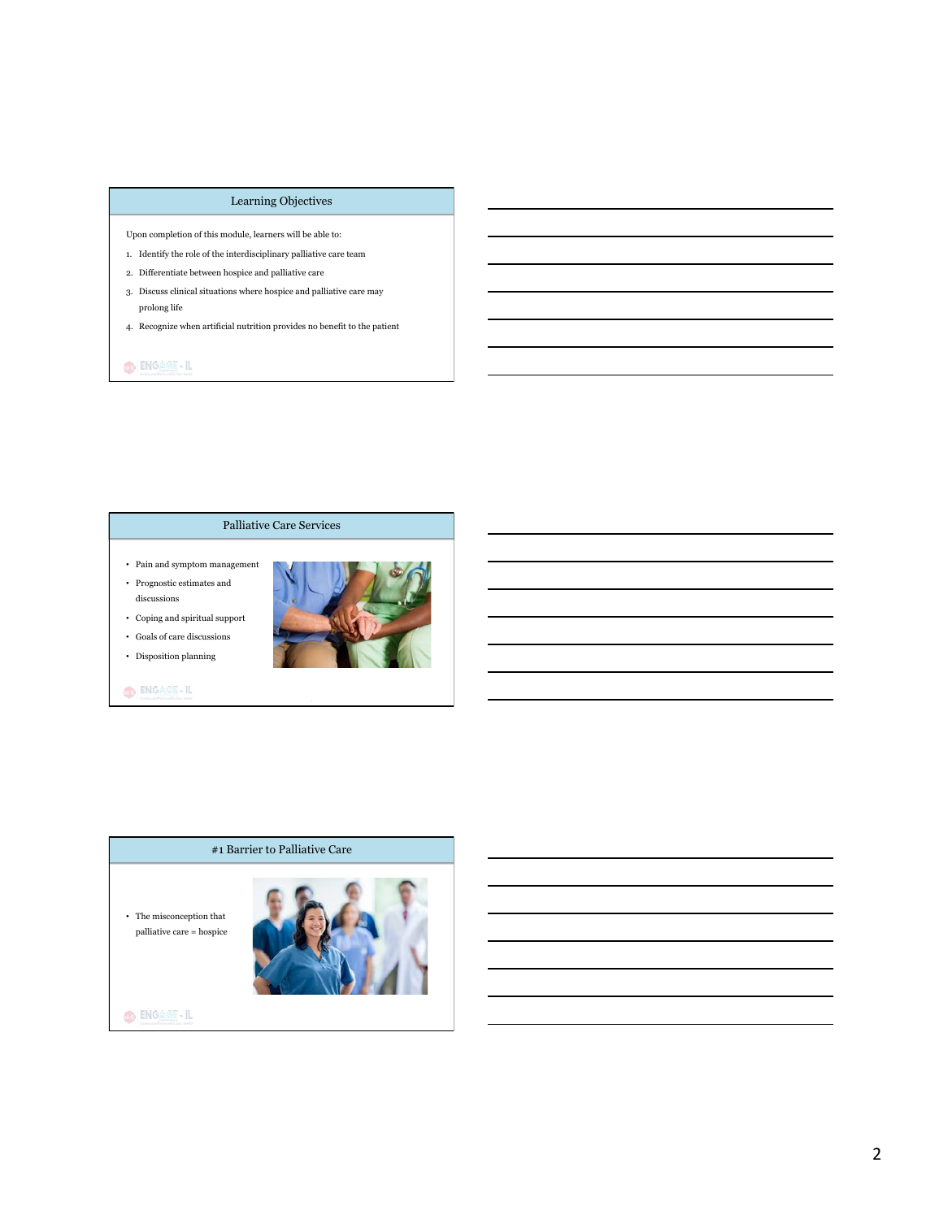## Learning Objectives

Upon completion of this module, learners will be able to:

1. Identify the role of the interdisciplinary palliative care team
2. Differentiate between hospice and palliative care
3. Discuss clinical situations where hospice and palliative care may prolong life
4. Recognize when artificial nutrition provides no benefit to the patient

## Palliative Care Services

- Pain and symptom management
- Prognostic estimates and discussions
- Coping and spiritual support
- Goals of care discussions
- Disposition planning

## #1 Barrier to Palliative Care

- The misconception that palliative care = hospice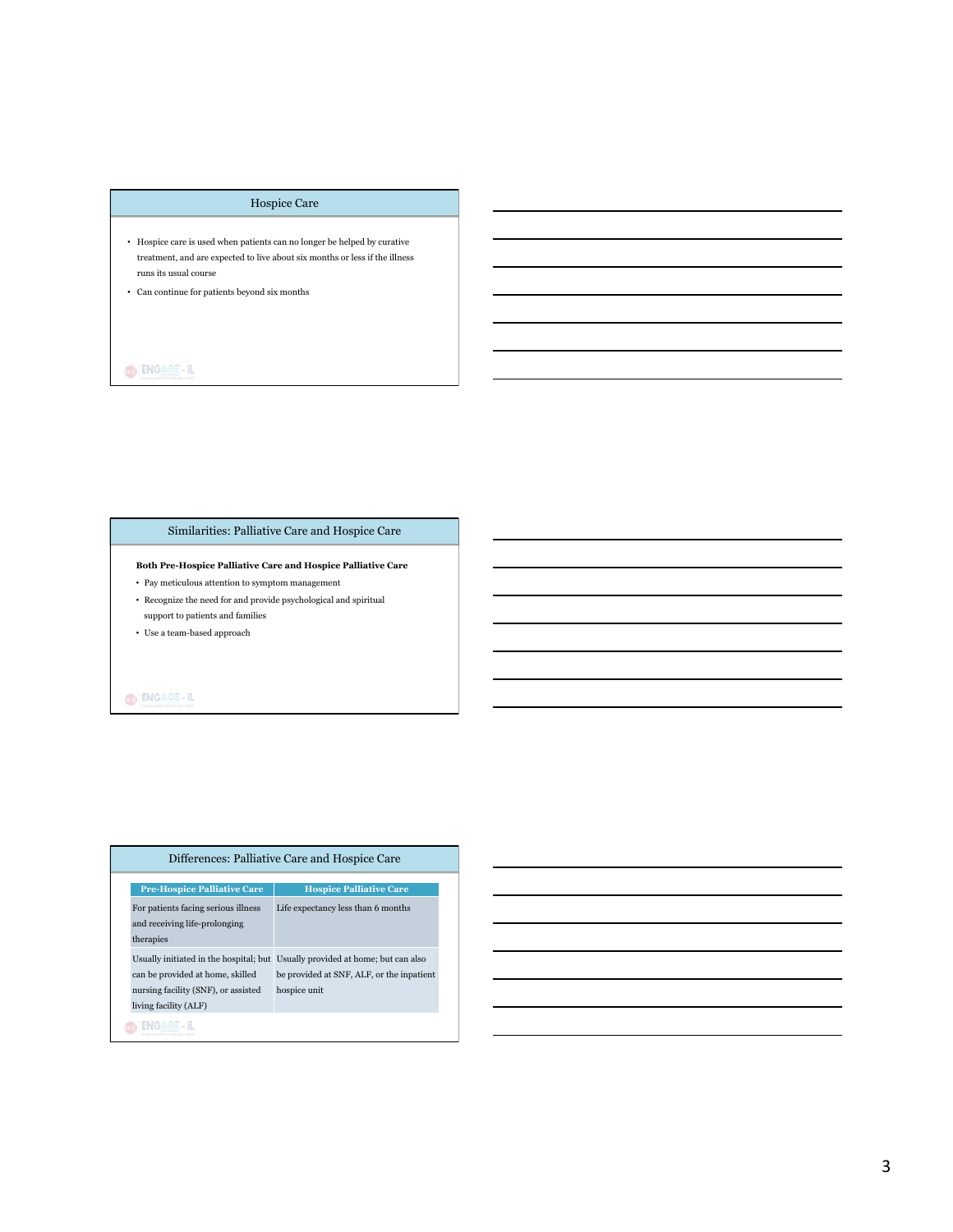## Hospice Care

- Hospice care is used when patients can no longer be helped by curative treatment, and are expected to live about six months or less if the illness runs its usual course
- Can continue for patients beyond six months

## Similarities: Palliative Care and Hospice Care

**Both Pre-Hospice Palliative Care and Hospice Palliative Care**

- Pay meticulous attention to symptom management
- Recognize the need for and provide psychological and spiritual support to patients and families
- Use a team-based approach

## Differences: Palliative Care and Hospice Care

| Pre-Hospice Palliative Care | Hospice Palliative Care |
| --- | --- |
| For patients facing serious illness and receiving life-prolonging therapies | Life expectancy less than 6 months |
| Usually initiated in the hospital; but can be provided at home, skilled nursing facility (SNF), or assisted living facility (ALF) | Usually provided at home; but can also be provided at SNF, ALF, or the inpatient hospice unit |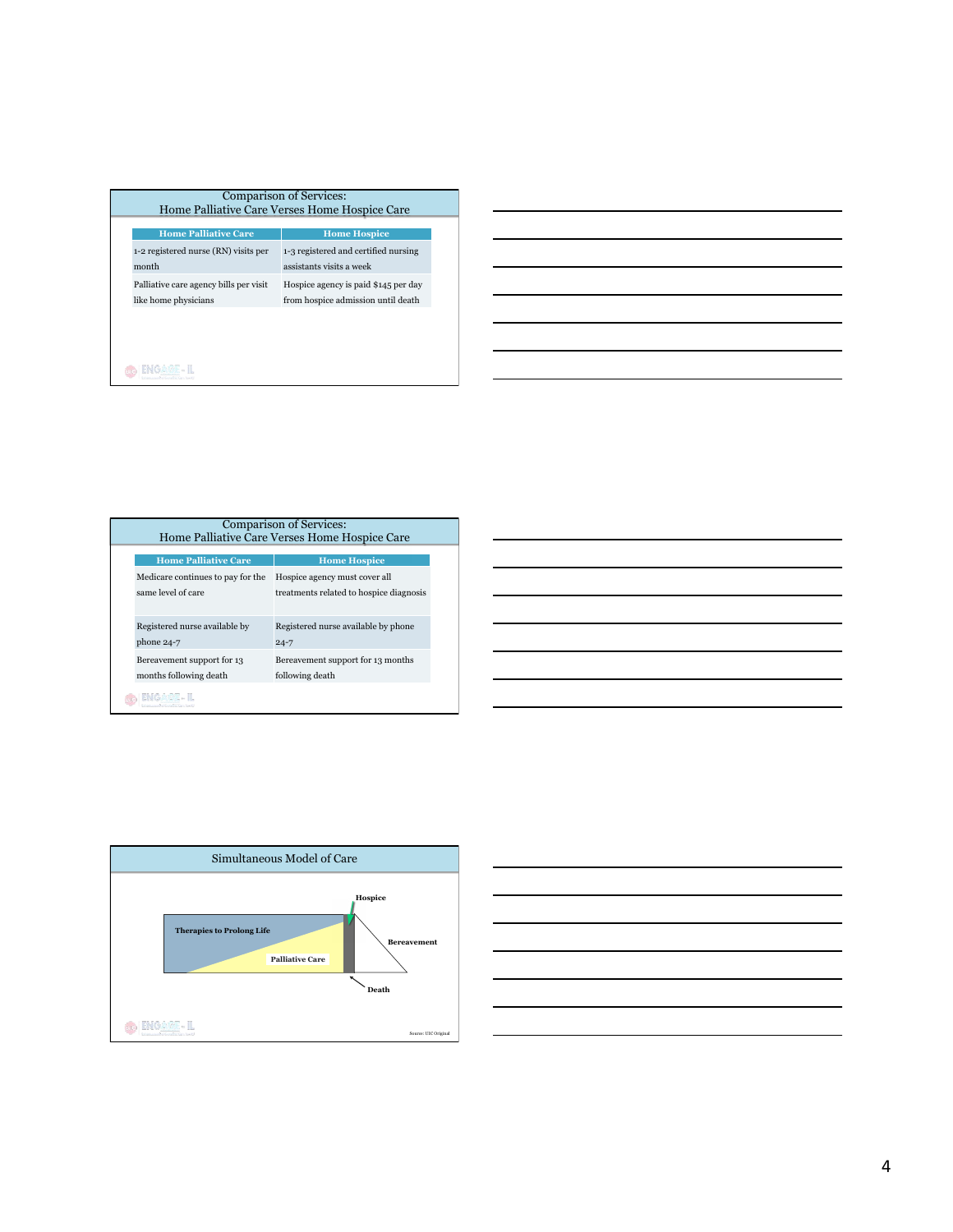## Comparison of Services: Home Palliative Care Verses Home Hospice Care

| Home Palliative Care | Home Hospice |
| --- | --- |
| 1-2 registered nurse (RN) visits per month | 1-3 registered and certified nursing assistants visits a week |
| Palliative care agency bills per visit like home physicians | Hospice agency is paid $145 per day from hospice admission until death |

## Comparison of Services: Home Palliative Care Verses Home Hospice Care

| Home Palliative Care | Home Hospice |
| --- | --- |
| Medicare continues to pay for the same level of care | Hospice agency must cover all treatments related to hospice diagnosis |
| Registered nurse available by phone 24-7 | Registered nurse available by phone 24-7 |
| Bereavement support for 13 months following death | Bereavement support for 13 months following death |

## Simultaneous Model of Care

Therapies to Prolong Life

Palliative Care

Hospice

Bereavement

Death

Source: UIC Original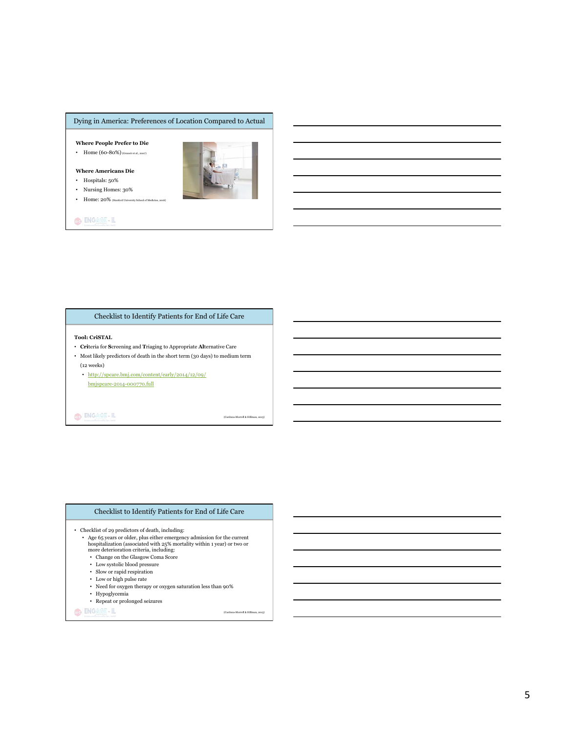## Dying in America: Preferences of Location Compared to Actual

**Where People Prefer to Die**

- Home (60-80%) (Gruneir et al., 2007)

**Where Americans Die**

- Hospitals: 50%
- Nursing Homes: 30%
- Home: 20% (Stanford University School of Medicine, 2016)

## Checklist to Identify Patients for End of Life Care

**Tool: CriSTAL**

- **Cri**teria for **S**creening and **T**riaging to Appropriate **Al**ternative Care
- Most likely predictors of death in the short term (30 days) to medium term (12 weeks)
  - http://spcare.bmj.com/content/early/2014/12/09/bmjspcare-2014-000770.full

(Cardona-Morrell & Hillman, 2015)

## Checklist to Identify Patients for End of Life Care

- Checklist of 29 predictors of death, including:
  - Age 65 years or older, plus either emergency admission for the current hospitalization (associated with 25% mortality within 1 year) or two or more deterioration criteria, including:
    - Change on the Glasgow Coma Score
    - Low systolic blood pressure
    - Slow or rapid respiration
    - Low or high pulse rate
    - Need for oxygen therapy or oxygen saturation less than 90%
    - Hypoglycemia
    - Repeat or prolonged seizures

(Cardona-Morrell & Hillman, 2015)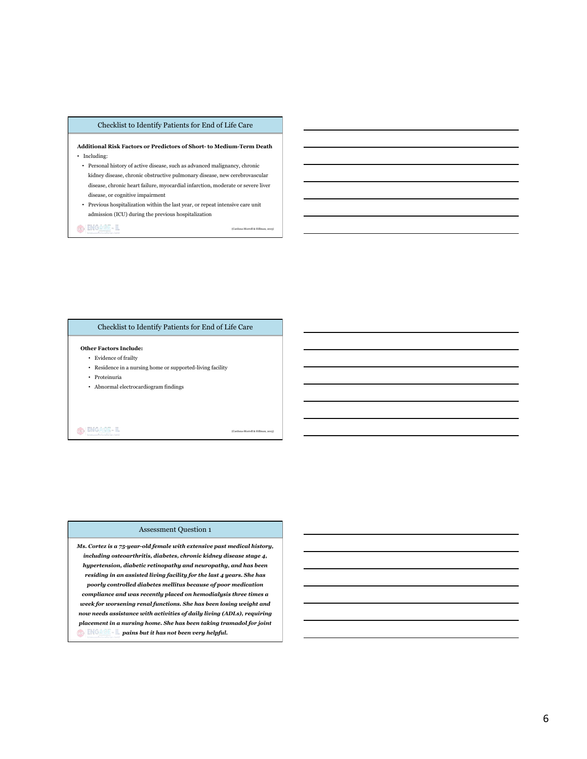## Checklist to Identify Patients for End of Life Care

**Additional Risk Factors or Predictors of Short- to Medium-Term Death**

- Including:
  - Personal history of active disease, such as advanced malignancy, chronic kidney disease, chronic obstructive pulmonary disease, new cerebrovascular disease, chronic heart failure, myocardial infarction, moderate or severe liver disease, or cognitive impairment
  - Previous hospitalization within the last year, or repeat intensive care unit admission (ICU) during the previous hospitalization

(Cardona-Morrell & Hillman, 2015)

## Checklist to Identify Patients for End of Life Care

**Other Factors Include:**

- Evidence of frailty
- Residence in a nursing home or supported-living facility
- Proteinuria
- Abnormal electrocardiogram findings

(Cardona-Morrell & Hillman, 2015)

## Assessment Question 1

***Ms. Cortez is a 75-year-old female with extensive past medical history, including osteoarthritis, diabetes, chronic kidney disease stage 4, hypertension, diabetic retinopathy and neuropathy, and has been residing in an assisted living facility for the last 4 years. She has poorly controlled diabetes mellitus because of poor medication compliance and was recently placed on hemodialysis three times a week for worsening renal functions. She has been losing weight and now needs assistance with activities of daily living (ADLs), requiring placement in a nursing home. She has been taking tramadol for joint pains but it has not been very helpful.***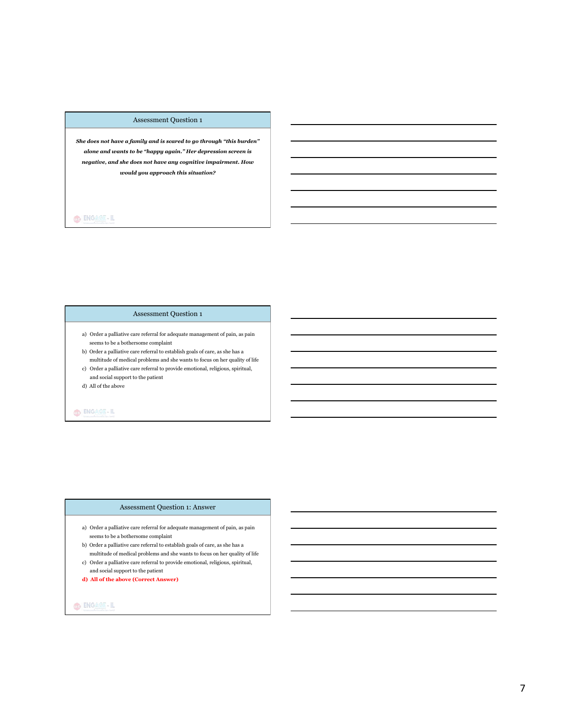## Assessment Question 1

***She does not have a family and is scared to go through "this burden" alone and wants to be "happy again." Her depression screen is negative, and she does not have any cognitive impairment. How would you approach this situation?***

ENGAGE-IL

## Assessment Question 1

a) Order a palliative care referral for adequate management of pain, as pain seems to be a bothersome complaint
b) Order a palliative care referral to establish goals of care, as she has a multitude of medical problems and she wants to focus on her quality of life
c) Order a palliative care referral to provide emotional, religious, spiritual, and social support to the patient
d) All of the above

ENGAGE-IL

## Assessment Question 1: Answer

a) Order a palliative care referral for adequate management of pain, as pain seems to be a bothersome complaint
b) Order a palliative care referral to establish goals of care, as she has a multitude of medical problems and she wants to focus on her quality of life
c) Order a palliative care referral to provide emotional, religious, spiritual, and social support to the patient
**d) All of the above (Correct Answer)**

ENGAGE-IL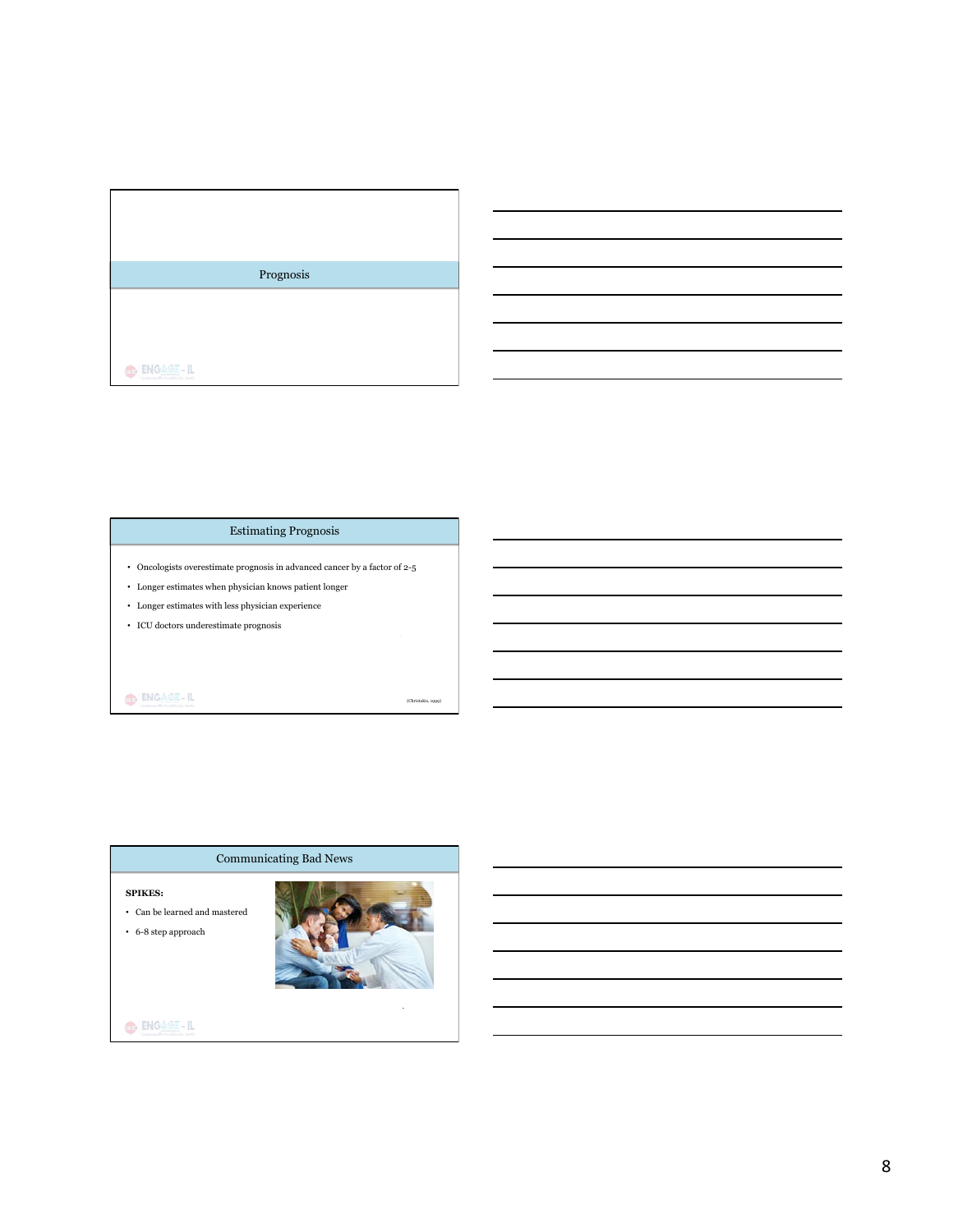## Prognosis

## Estimating Prognosis

- Oncologists overestimate prognosis in advanced cancer by a factor of 2-5
- Longer estimates when physician knows patient longer
- Longer estimates with less physician experience
- ICU doctors underestimate prognosis

(Christakis, 1999)

## Communicating Bad News

**SPIKES:**

- Can be learned and mastered
- 6-8 step approach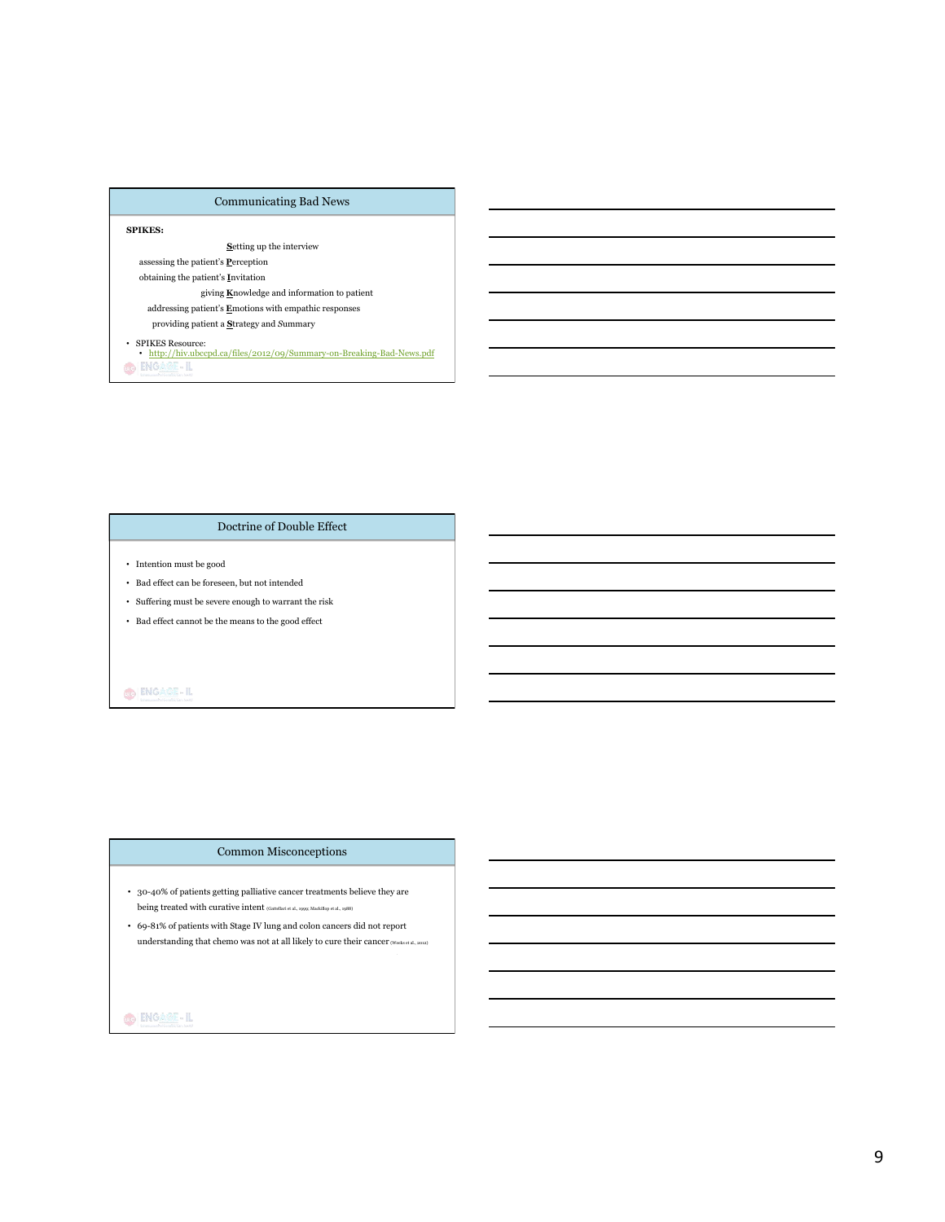## Communicating Bad News

**SPIKES:**

**S**etting up the interview

assessing the patient's **P**erception

obtaining the patient's **I**nvitation

giving **K**nowledge and information to patient

addressing patient's **E**motions with empathic responses

providing patient a **S**trategy and *S*ummary

- SPIKES Resource:
  - http://hiv.ubccpd.ca/files/2012/09/Summary-on-Breaking-Bad-News.pdf

## Doctrine of Double Effect

- Intention must be good
- Bad effect can be foreseen, but not intended
- Suffering must be severe enough to warrant the risk
- Bad effect cannot be the means to the good effect

## Common Misconceptions

- 30-40% of patients getting palliative cancer treatments believe they are being treated with curative intent (Gattellari et al., 1999; Mackillop et al., 1988)
- 69-81% of patients with Stage IV lung and colon cancers did not report understanding that chemo was not at all likely to cure their cancer (Weeks et al., 2012)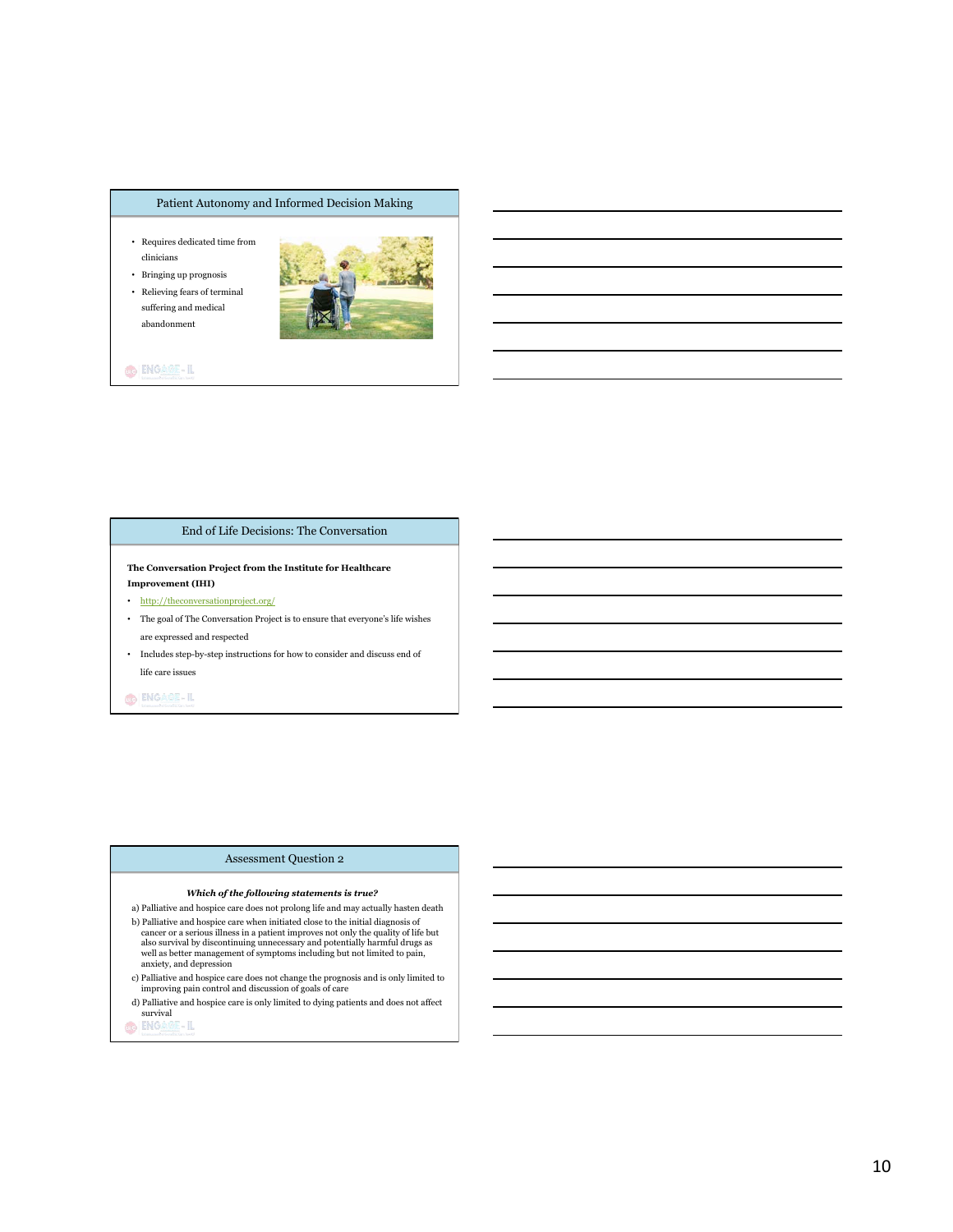## Patient Autonomy and Informed Decision Making

- Requires dedicated time from clinicians
- Bringing up prognosis
- Relieving fears of terminal suffering and medical abandonment

## End of Life Decisions: The Conversation

**The Conversation Project from the Institute for Healthcare Improvement (IHI)**

- http://theconversationproject.org/
- The goal of The Conversation Project is to ensure that everyone's life wishes are expressed and respected
- Includes step-by-step instructions for how to consider and discuss end of life care issues

## Assessment Question 2

***Which of the following statements is true?***

a) Palliative and hospice care does not prolong life and may actually hasten death

b) Palliative and hospice care when initiated close to the initial diagnosis of cancer or a serious illness in a patient improves not only the quality of life but also survival by discontinuing unnecessary and potentially harmful drugs as well as better management of symptoms including but not limited to pain, anxiety, and depression

c) Palliative and hospice care does not change the prognosis and is only limited to improving pain control and discussion of goals of care

d) Palliative and hospice care is only limited to dying patients and does not affect survival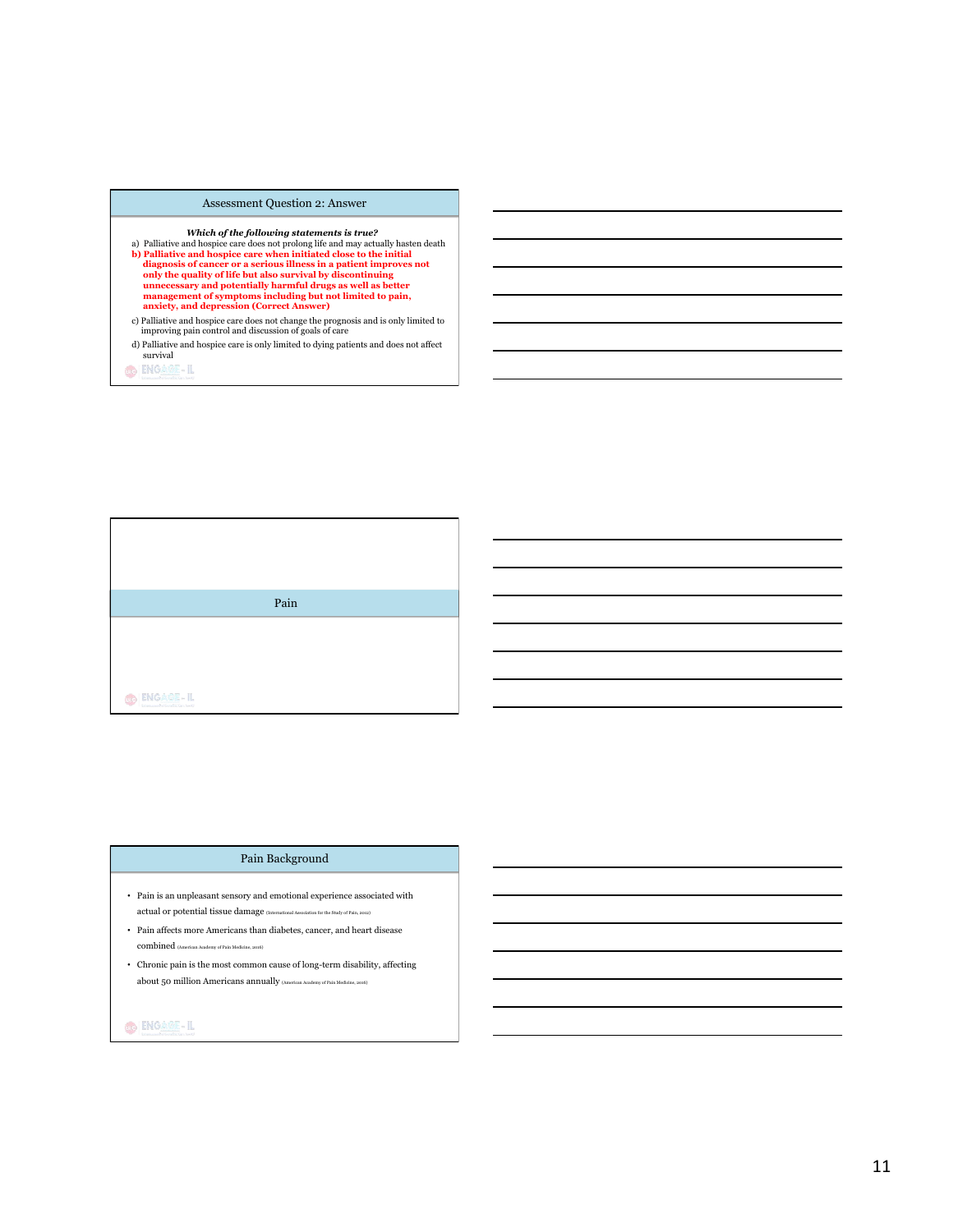## Assessment Question 2: Answer

***Which of the following statements is true?***

a) Palliative and hospice care does not prolong life and may actually hasten death

**b) Palliative and hospice care when initiated close to the initial diagnosis of cancer or a serious illness in a patient improves not only the quality of life but also survival by discontinuing unnecessary and potentially harmful drugs as well as better management of symptoms including but not limited to pain, anxiety, and depression (Correct Answer)**

c) Palliative and hospice care does not change the prognosis and is only limited to improving pain control and discussion of goals of care

d) Palliative and hospice care is only limited to dying patients and does not affect survival

## Pain

## Pain Background

- Pain is an unpleasant sensory and emotional experience associated with actual or potential tissue damage (International Association for the Study of Pain, 2012)
- Pain affects more Americans than diabetes, cancer, and heart disease combined (American Academy of Pain Medicine, 2016)
- Chronic pain is the most common cause of long-term disability, affecting about 50 million Americans annually (American Academy of Pain Medicine, 2016)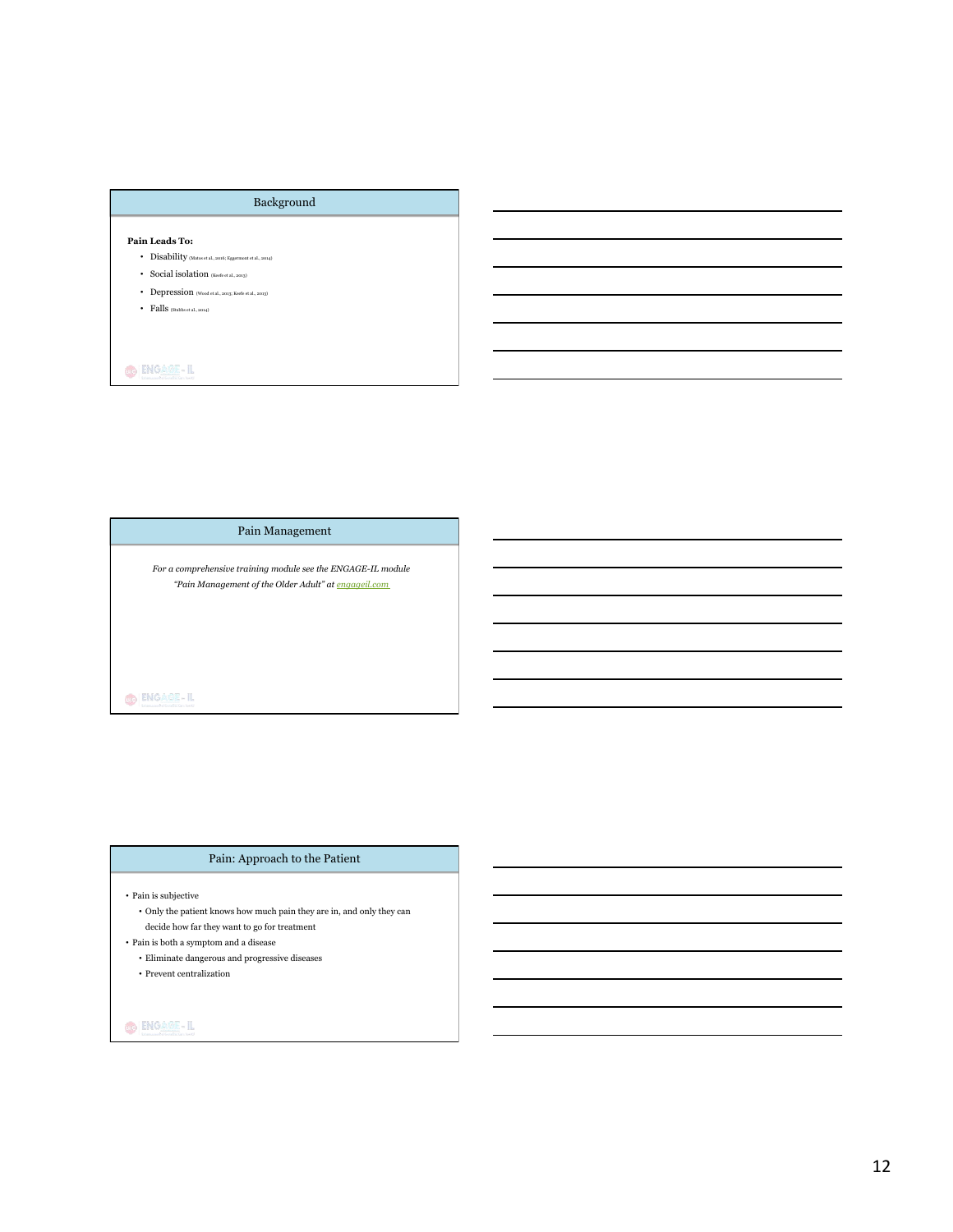## Background

**Pain Leads To:**

- Disability (Matos et al., 2016; Eggermont et al., 2014)
- Social isolation (Keefe et al., 2013)
- Depression (Wood et al., 2013; Keefe et al., 2013)
- Falls (Stubbs et al., 2014)

## Pain Management

*For a comprehensive training module see the ENGAGE-IL module "Pain Management of the Older Adult" at* [engageil.com](engageil.com)

## Pain: Approach to the Patient

- Pain is subjective
  - Only the patient knows how much pain they are in, and only they can decide how far they want to go for treatment
- Pain is both a symptom and a disease
  - Eliminate dangerous and progressive diseases
  - Prevent centralization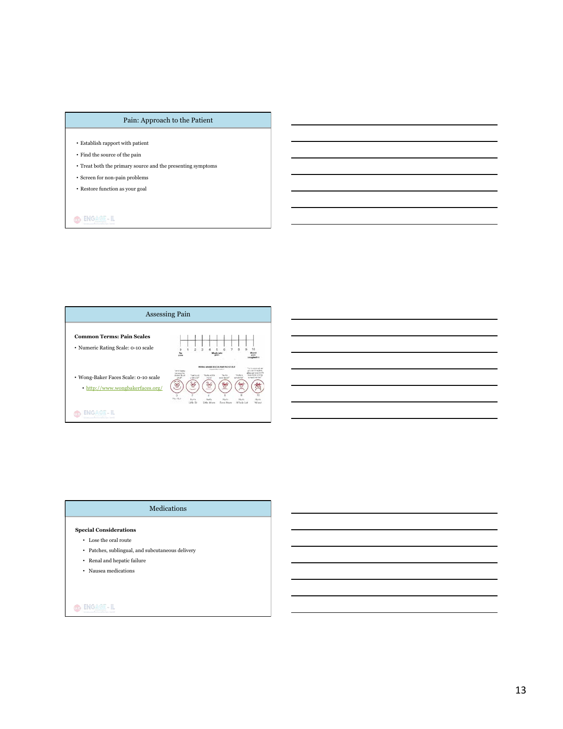## Pain: Approach to the Patient

- Establish rapport with patient
- Find the source of the pain
- Treat both the primary source and the presenting symptoms
- Screen for non-pain problems
- Restore function as your goal

## Assessing Pain

**Common Terms: Pain Scales**

- Numeric Rating Scale: 0-10 scale
- Wong-Baker Faces Scale: 0-10 scale
  - http://www.wongbakerfaces.org/

## Medications

**Special Considerations**

- Lose the oral route
- Patches, sublingual, and subcutaneous delivery
- Renal and hepatic failure
- Nausea medications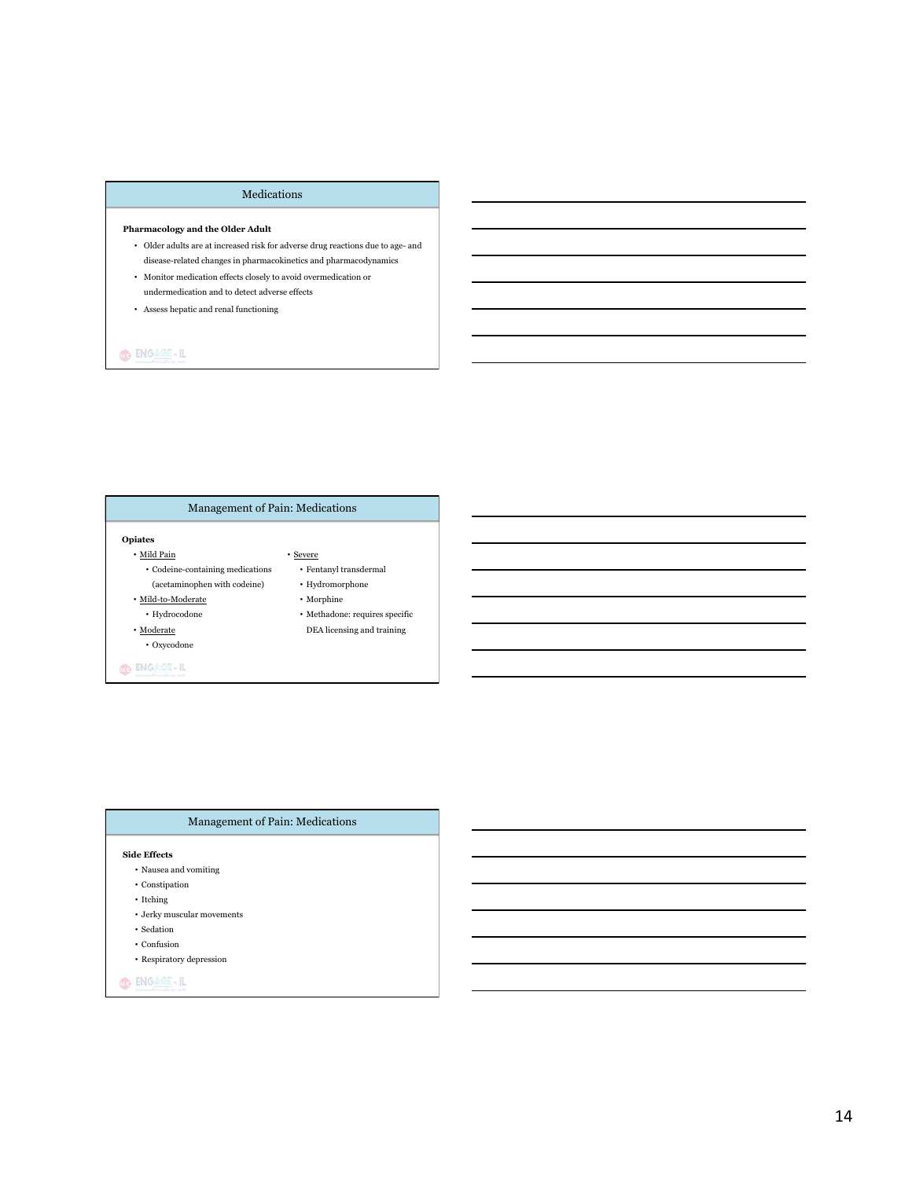## Medications

**Pharmacology and the Older Adult**

- Older adults are at increased risk for adverse drug reactions due to age- and disease-related changes in pharmacokinetics and pharmacodynamics
- Monitor medication effects closely to avoid overmedication or undermedication and to detect adverse effects
- Assess hepatic and renal functioning

## Management of Pain: Medications

**Opiates**

- Mild Pain
  - Codeine-containing medications (acetaminophen with codeine)
- Mild-to-Moderate
  - Hydrocodone
- Moderate
  - Oxycodone
- Severe
  - Fentanyl transdermal
  - Hydromorphone
  - Morphine
  - Methadone: requires specific DEA licensing and training

## Management of Pain: Medications

**Side Effects**

- Nausea and vomiting
- Constipation
- Itching
- Jerky muscular movements
- Sedation
- Confusion
- Respiratory depression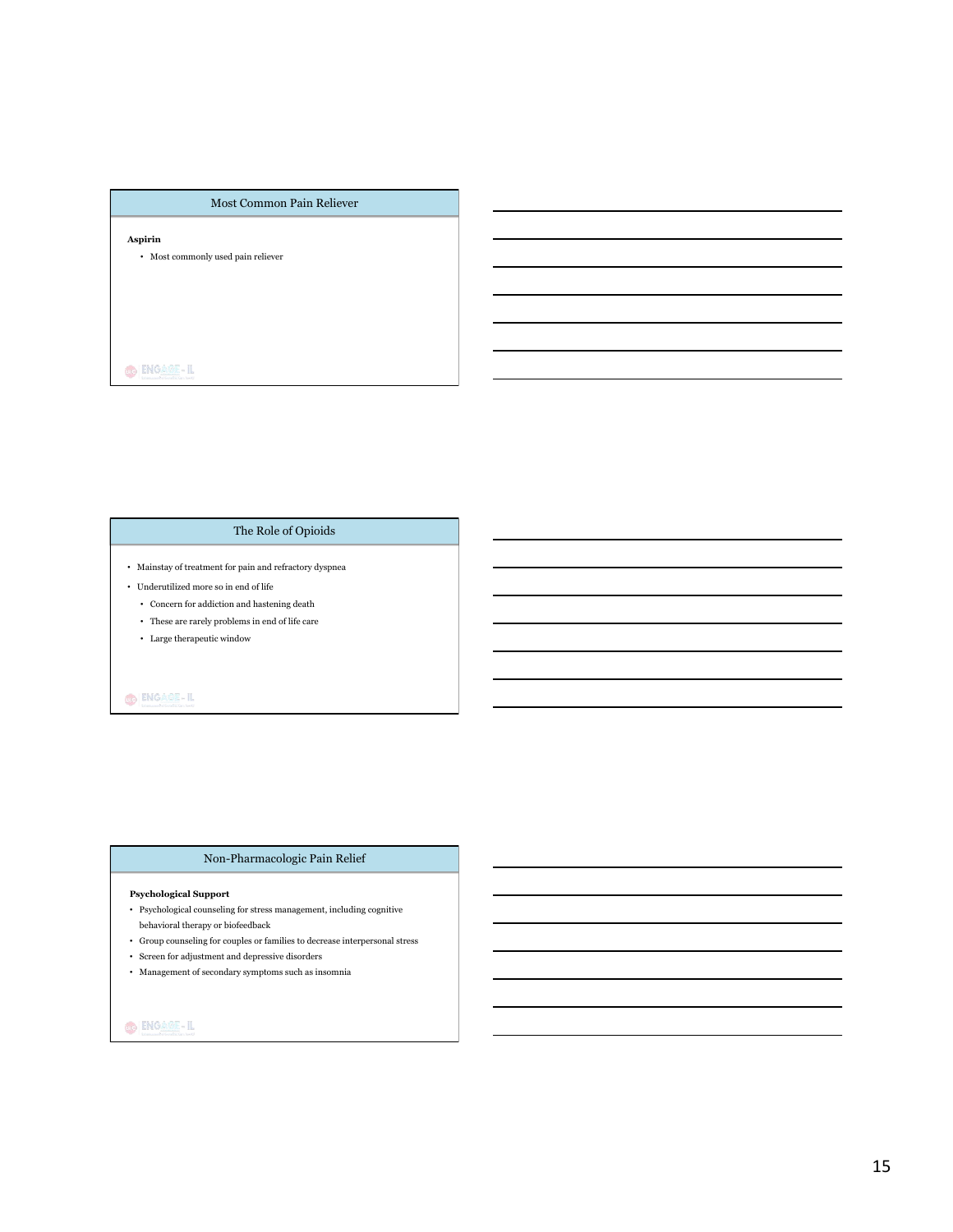## Most Common Pain Reliever

**Aspirin**

- Most commonly used pain reliever

## The Role of Opioids

- Mainstay of treatment for pain and refractory dyspnea
- Underutilized more so in end of life
  - Concern for addiction and hastening death
  - These are rarely problems in end of life care
  - Large therapeutic window

## Non-Pharmacologic Pain Relief

**Psychological Support**

- Psychological counseling for stress management, including cognitive behavioral therapy or biofeedback
- Group counseling for couples or families to decrease interpersonal stress
- Screen for adjustment and depressive disorders
- Management of secondary symptoms such as insomnia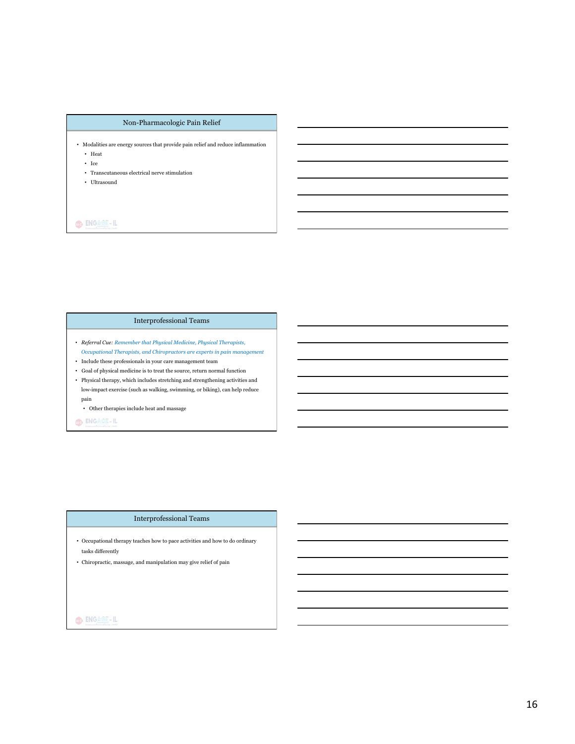## Non-Pharmacologic Pain Relief

- Modalities are energy sources that provide pain relief and reduce inflammation
  - Heat
  - Ice
  - Transcutaneous electrical nerve stimulation
  - Ultrasound

## Interprofessional Teams

- *Referral Cue: Remember that Physical Medicine, Physical Therapists, Occupational Therapists, and Chiropractors are experts in pain management*
- Include these professionals in your care management team
- Goal of physical medicine is to treat the source, return normal function
- Physical therapy, which includes stretching and strengthening activities and low-impact exercise (such as walking, swimming, or biking), can help reduce pain
  - Other therapies include heat and massage

## Interprofessional Teams

- Occupational therapy teaches how to pace activities and how to do ordinary tasks differently
- Chiropractic, massage, and manipulation may give relief of pain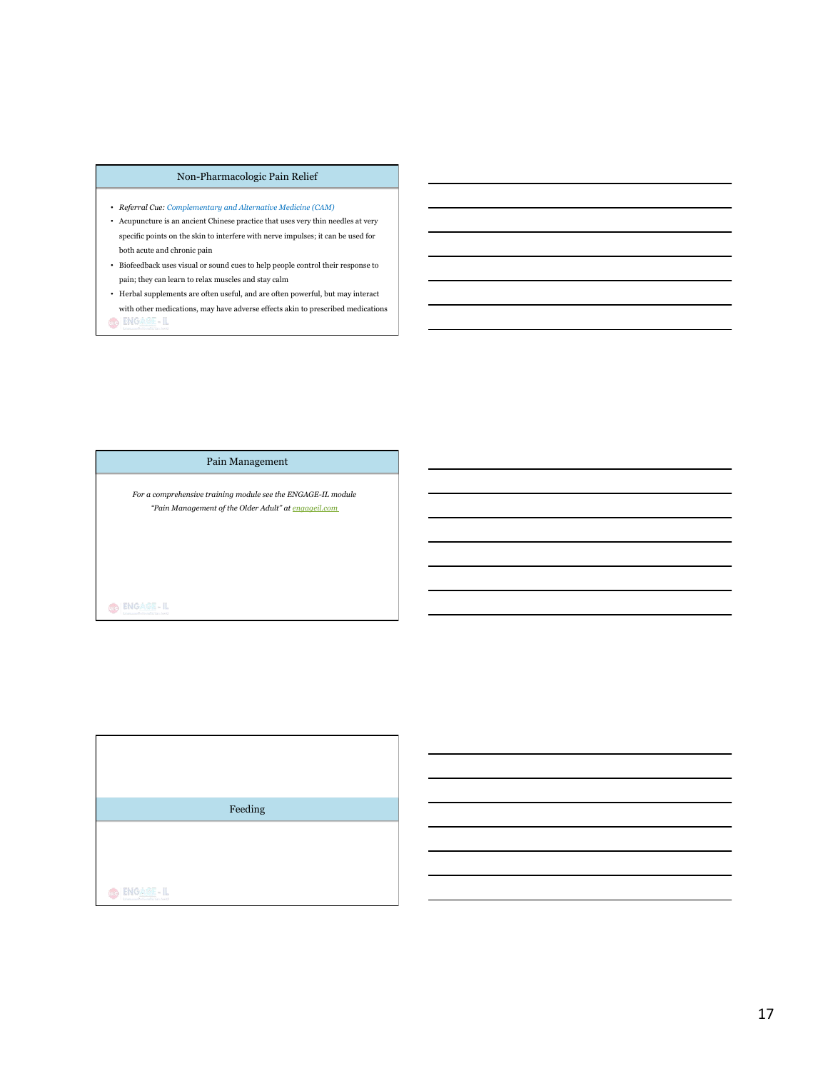## Non-Pharmacologic Pain Relief

- *Referral Cue: Complementary and Alternative Medicine (CAM)*
- Acupuncture is an ancient Chinese practice that uses very thin needles at very specific points on the skin to interfere with nerve impulses; it can be used for both acute and chronic pain
- Biofeedback uses visual or sound cues to help people control their response to pain; they can learn to relax muscles and stay calm
- Herbal supplements are often useful, and are often powerful, but may interact with other medications, may have adverse effects akin to prescribed medications

## Pain Management

*For a comprehensive training module see the ENGAGE-IL module "Pain Management of the Older Adult" at* engageil.com

## Feeding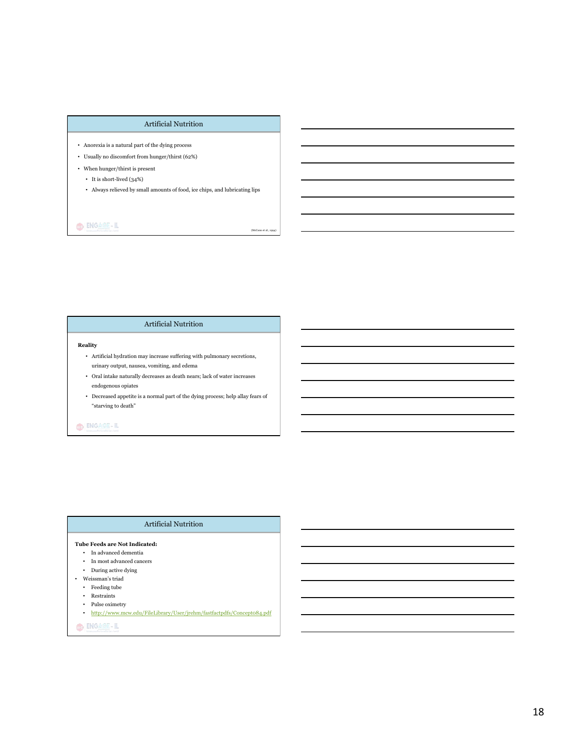## Artificial Nutrition

- Anorexia is a natural part of the dying process
- Usually no discomfort from hunger/thirst (62%)
- When hunger/thirst is present
  - It is short-lived (34%)
  - Always relieved by small amounts of food, ice chips, and lubricating lips

(McCann et al., 1994)

## Artificial Nutrition

**Reality**

- Artificial hydration may increase suffering with pulmonary secretions, urinary output, nausea, vomiting, and edema
- Oral intake naturally decreases as death nears; lack of water increases endogenous opiates
- Decreased appetite is a normal part of the dying process; help allay fears of "starving to death"

## Artificial Nutrition

**Tube Feeds are Not Indicated:**

- In advanced dementia
- In most advanced cancers
- During active dying

- Weissman's triad
  - Feeding tube
  - Restraints
  - Pulse oximetry
  - http://www.mcw.edu/FileLibrary/User/jrehm/fastfactpdfs/Concept084.pdf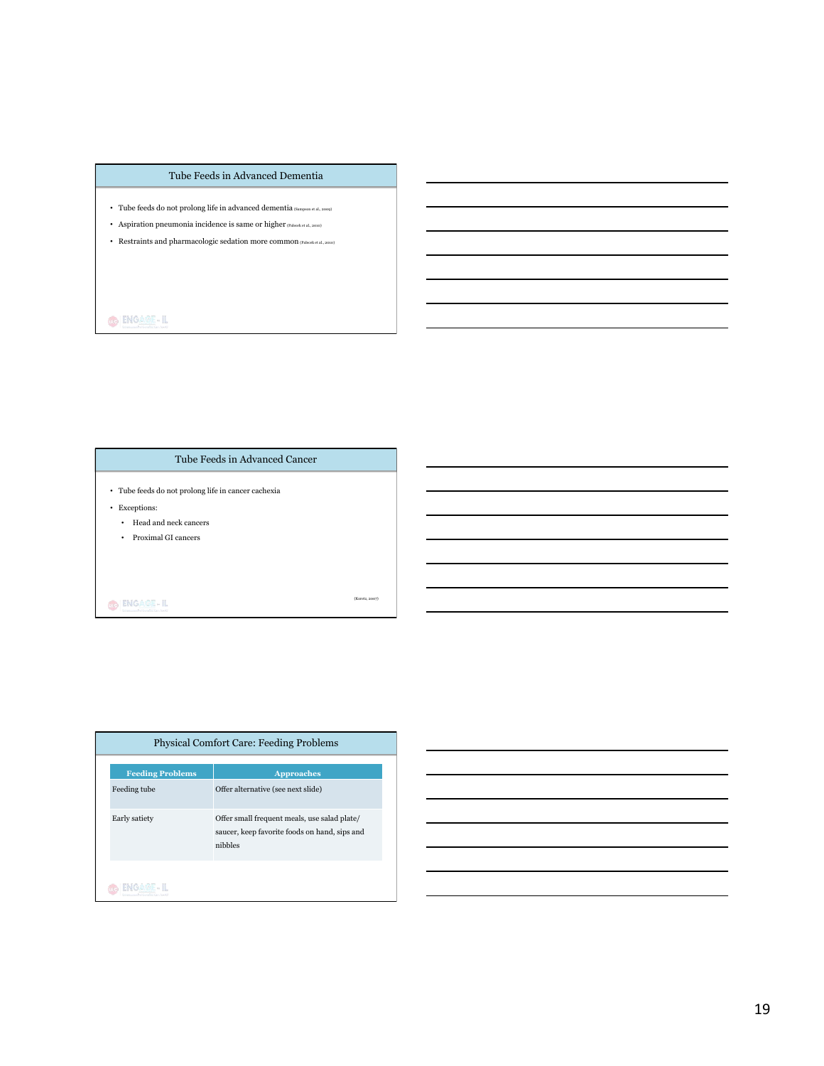## Tube Feeds in Advanced Dementia

- Tube feeds do not prolong life in advanced dementia (Sampson et al., 2009)
- Aspiration pneumonia incidence is same or higher (Palecek et al., 2010)
- Restraints and pharmacologic sedation more common (Palecek et al., 2010)

## Tube Feeds in Advanced Cancer

- Tube feeds do not prolong life in cancer cachexia
- Exceptions:
  - Head and neck cancers
  - Proximal GI cancers

(Koretz, 2007)

## Physical Comfort Care: Feeding Problems

| Feeding Problems | Approaches |
|---|---|
| Feeding tube | Offer alternative (see next slide) |
| Early satiety | Offer small frequent meals, use salad plate/ saucer, keep favorite foods on hand, sips and nibbles |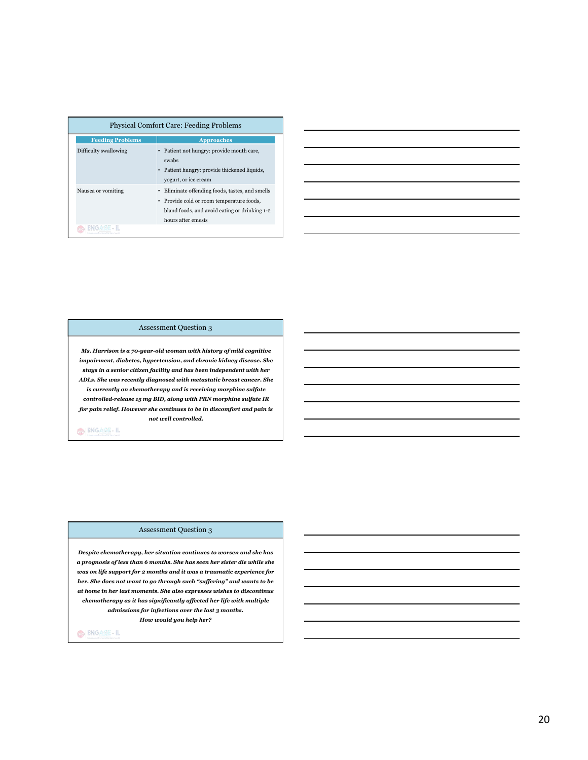## Physical Comfort Care: Feeding Problems

| Feeding Problems | Approaches |
| --- | --- |
| Difficulty swallowing | • Patient not hungry: provide mouth care, swabs<br>• Patient hungry: provide thickened liquids, yogurt, or ice cream |
| Nausea or vomiting | • Eliminate offending foods, tastes, and smells<br>• Provide cold or room temperature foods, bland foods, and avoid eating or drinking 1-2 hours after emesis |

## Assessment Question 3

***Ms. Harrison is a 70-year-old woman with history of mild cognitive impairment, diabetes, hypertension, and chronic kidney disease. She stays in a senior citizen facility and has been independent with her ADLs. She was recently diagnosed with metastatic breast cancer. She is currently on chemotherapy and is receiving morphine sulfate controlled-release 15 mg BID, along with PRN morphine sulfate IR for pain relief. However she continues to be in discomfort and pain is not well controlled.***

## Assessment Question 3

***Despite chemotherapy, her situation continues to worsen and she has a prognosis of less than 6 months. She has seen her sister die while she was on life support for 2 months and it was a traumatic experience for her. She does not want to go through such "suffering" and wants to be at home in her last moments. She also expresses wishes to discontinue chemotherapy as it has significantly affected her life with multiple admissions for infections over the last 3 months.***

***How would you help her?***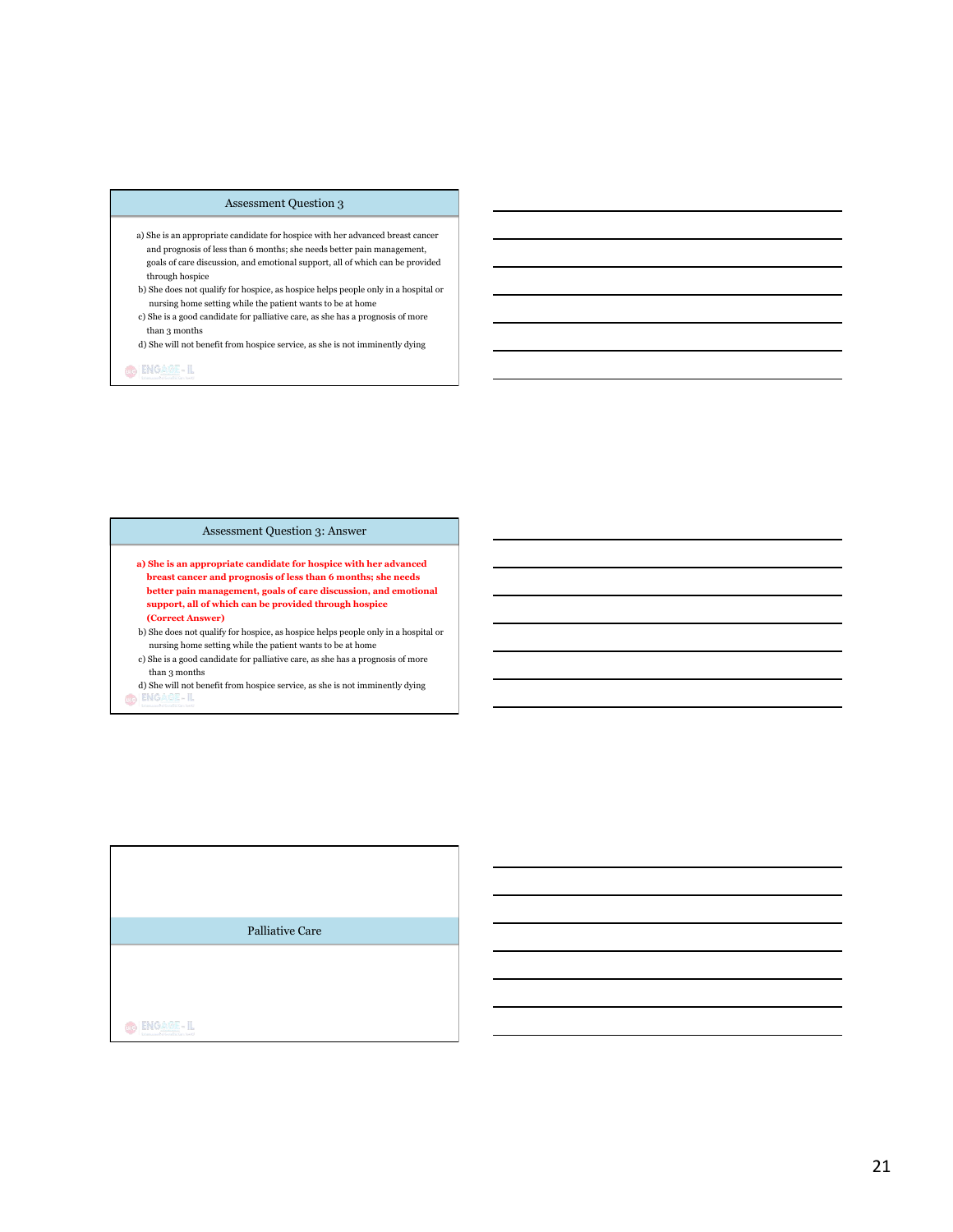## Assessment Question 3

a) She is an appropriate candidate for hospice with her advanced breast cancer and prognosis of less than 6 months; she needs better pain management, goals of care discussion, and emotional support, all of which can be provided through hospice

b) She does not qualify for hospice, as hospice helps people only in a hospital or nursing home setting while the patient wants to be at home

c) She is a good candidate for palliative care, as she has a prognosis of more than 3 months

d) She will not benefit from hospice service, as she is not imminently dying

## Assessment Question 3: Answer

**a) She is an appropriate candidate for hospice with her advanced breast cancer and prognosis of less than 6 months; she needs better pain management, goals of care discussion, and emotional support, all of which can be provided through hospice (Correct Answer)**

b) She does not qualify for hospice, as hospice helps people only in a hospital or nursing home setting while the patient wants to be at home

c) She is a good candidate for palliative care, as she has a prognosis of more than 3 months

d) She will not benefit from hospice service, as she is not imminently dying

## Palliative Care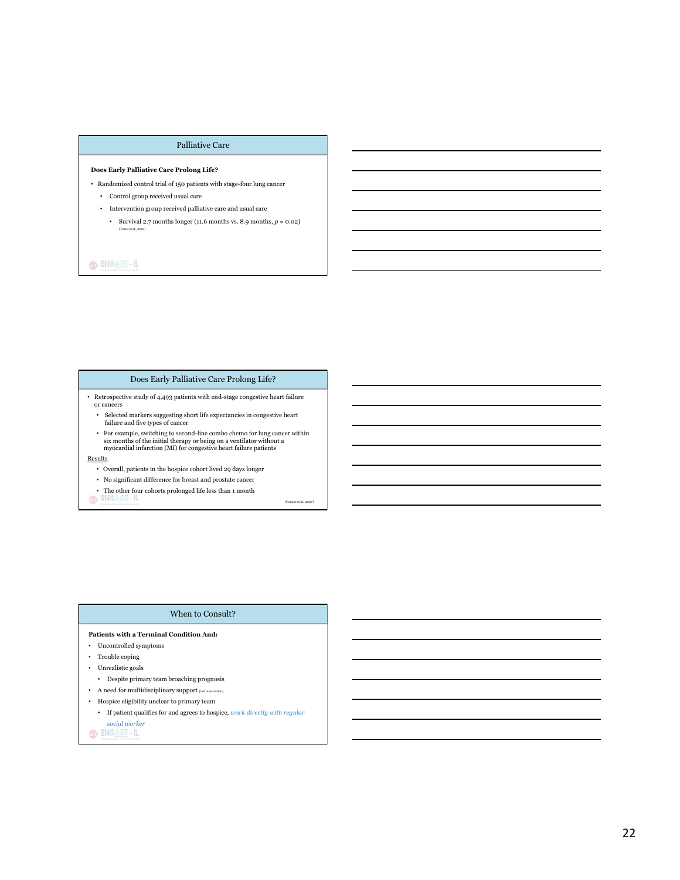## Palliative Care

**Does Early Palliative Care Prolong Life?**

- Randomized control trial of 150 patients with stage-four lung cancer
  - Control group received usual care
  - Intervention group received palliative care and usual care
    - Survival 2.7 months longer (11.6 months vs. 8.9 months, $p = 0.02$)

(Temel et al., 2010)

## Does Early Palliative Care Prolong Life?

- Retrospective study of 4,493 patients with end-stage congestive heart failure or cancers
  - Selected markers suggesting short life expectancies in congestive heart failure and five types of cancer
  - For example, switching to second-line combo chemo for lung cancer within six months of the initial therapy or being on a ventilator without a myocardial infarction (MI) for congestive heart failure patients

Results

- Overall, patients in the hospice cohort lived 29 days longer
- No significant difference for breast and prostate cancer
- The other four cohorts prolonged life less than 1 month

(Connor et al., 2007)

## When to Consult?

**Patients with a Terminal Condition And:**

- Uncontrolled symptoms
- Trouble coping
- Unrealistic goals
  - Despite primary team broaching prognosis
- A need for multidisciplinary support [not in narration]
- Hospice eligibility unclear to primary team
  - If patient qualifies for and agrees to hospice, *work directly with regular social worker*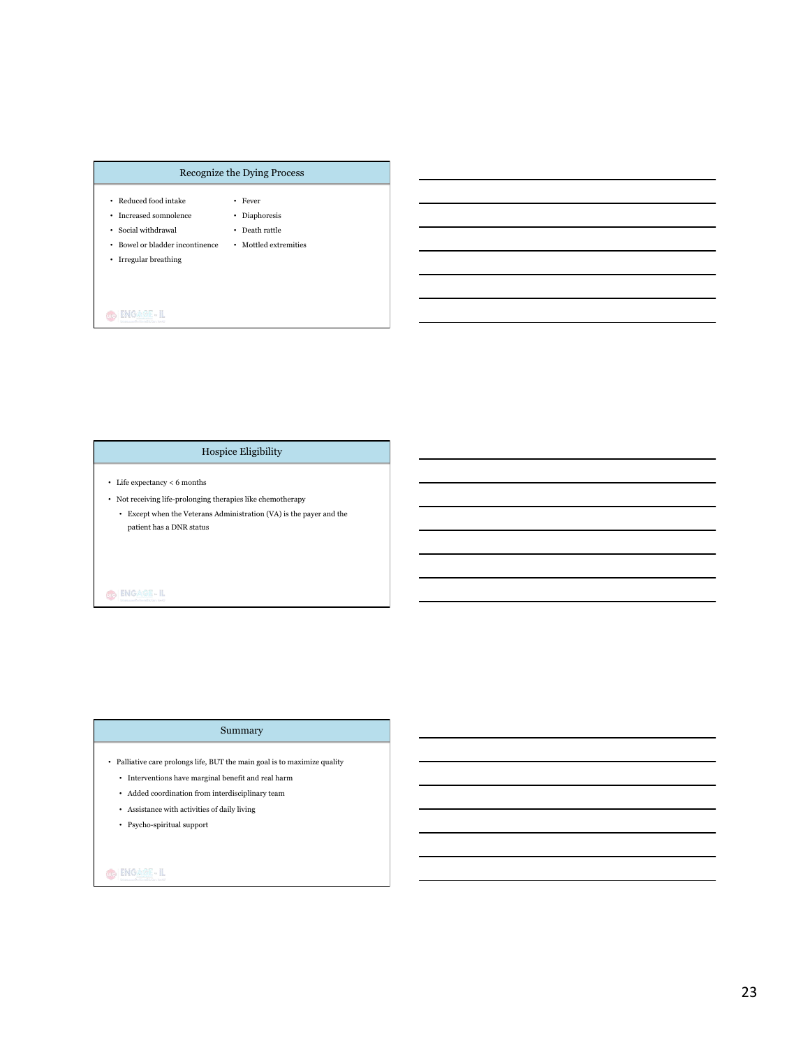## Recognize the Dying Process

- Reduced food intake
- Increased somnolence
- Social withdrawal
- Bowel or bladder incontinence
- Irregular breathing
- Fever
- Diaphoresis
- Death rattle
- Mottled extremities

## Hospice Eligibility

- Life expectancy < 6 months
- Not receiving life-prolonging therapies like chemotherapy
  - Except when the Veterans Administration (VA) is the payer and the patient has a DNR status

## Summary

- Palliative care prolongs life, BUT the main goal is to maximize quality
  - Interventions have marginal benefit and real harm
  - Added coordination from interdisciplinary team
  - Assistance with activities of daily living
  - Psycho-spiritual support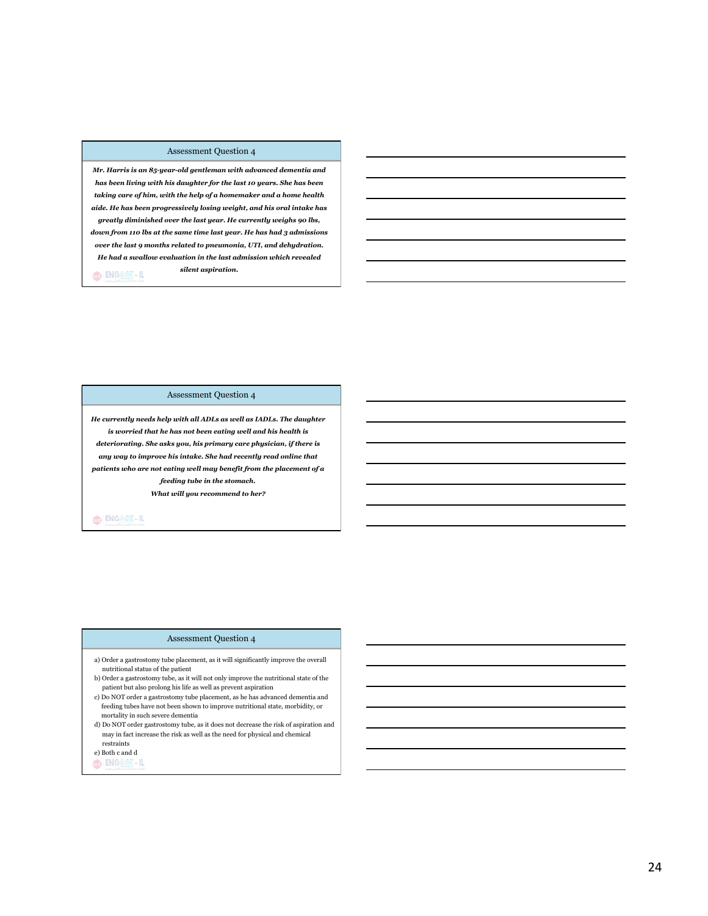## Assessment Question 4

***Mr. Harris is an 85-year-old gentleman with advanced dementia and has been living with his daughter for the last 10 years. She has been taking care of him, with the help of a homemaker and a home health aide. He has been progressively losing weight, and his oral intake has greatly diminished over the last year. He currently weighs 90 lbs, down from 110 lbs at the same time last year. He has had 3 admissions over the last 9 months related to pneumonia, UTI, and dehydration. He had a swallow evaluation in the last admission which revealed silent aspiration.***

## Assessment Question 4

***He currently needs help with all ADLs as well as IADLs. The daughter is worried that he has not been eating well and his health is deteriorating. She asks you, his primary care physician, if there is any way to improve his intake. She had recently read online that patients who are not eating well may benefit from the placement of a feeding tube in the stomach.***

***What will you recommend to her?***

## Assessment Question 4

a) Order a gastrostomy tube placement, as it will significantly improve the overall nutritional status of the patient

b) Order a gastrostomy tube, as it will not only improve the nutritional state of the patient but also prolong his life as well as prevent aspiration

c) Do NOT order a gastrostomy tube placement, as he has advanced dementia and feeding tubes have not been shown to improve nutritional state, morbidity, or mortality in such severe dementia

d) Do NOT order gastrostomy tube, as it does not decrease the risk of aspiration and may in fact increase the risk as well as the need for physical and chemical restraints

e) Both c and d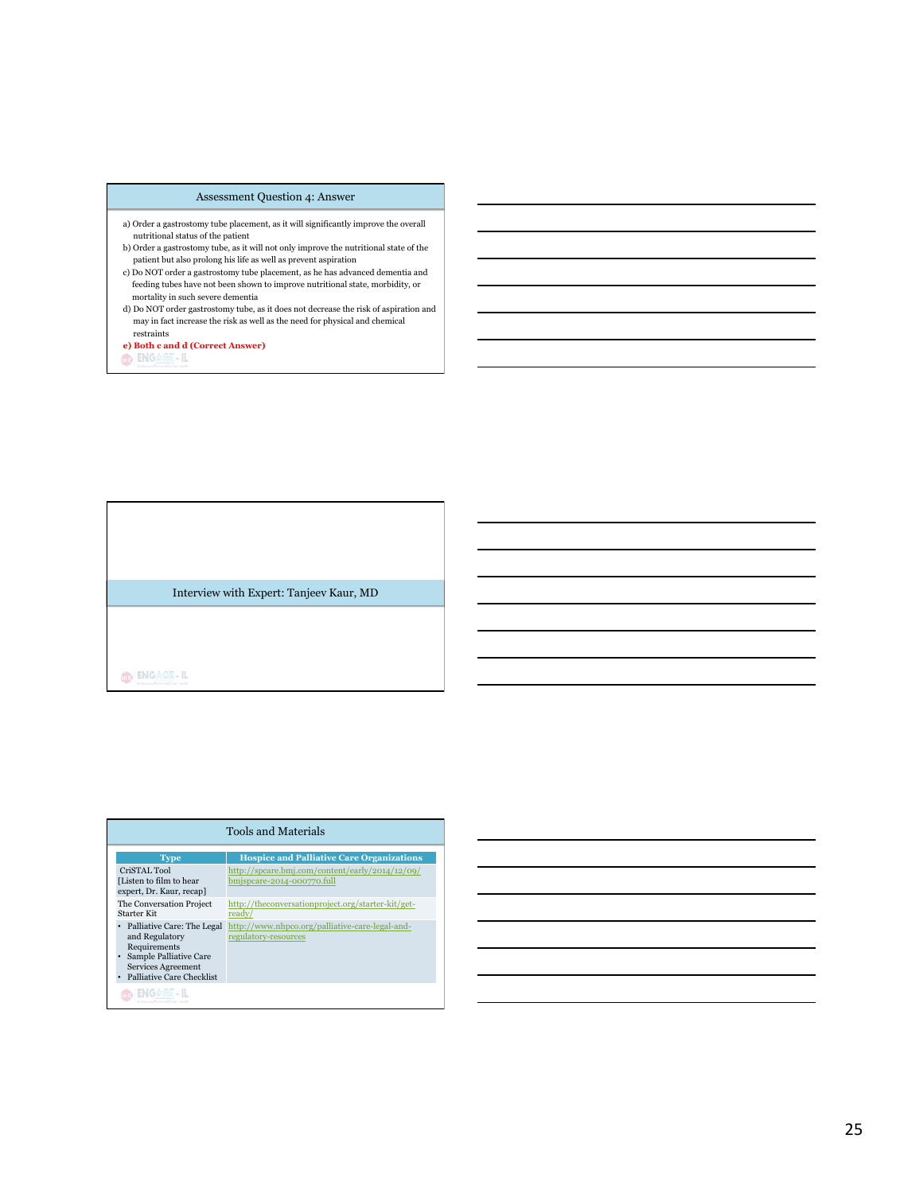## Assessment Question 4: Answer

a) Order a gastrostomy tube placement, as it will significantly improve the overall nutritional status of the patient

b) Order a gastrostomy tube, as it will not only improve the nutritional state of the patient but also prolong his life as well as prevent aspiration

c) Do NOT order a gastrostomy tube placement, as he has advanced dementia and feeding tubes have not been shown to improve nutritional state, morbidity, or mortality in such severe dementia

d) Do NOT order gastrostomy tube, as it does not decrease the risk of aspiration and may in fact increase the risk as well as the need for physical and chemical restraints

**e) Both c and d (Correct Answer)**

## Interview with Expert: Tanjeev Kaur, MD

## Tools and Materials

| Type | Hospice and Palliative Care Organizations |
|---|---|
| CriSTAL Tool [Listen to film to hear expert, Dr. Kaur, recap] | http://spcare.bmj.com/content/early/2014/12/09/bmjspcare-2014-000770.full |
| The Conversation Project Starter Kit | http://theconversationproject.org/starter-kit/get-ready/ |
| • Palliative Care: The Legal and Regulatory Requirements<br>• Sample Palliative Care Services Agreement<br>• Palliative Care Checklist | http://www.nhpco.org/palliative-care-legal-and-regulatory-resources |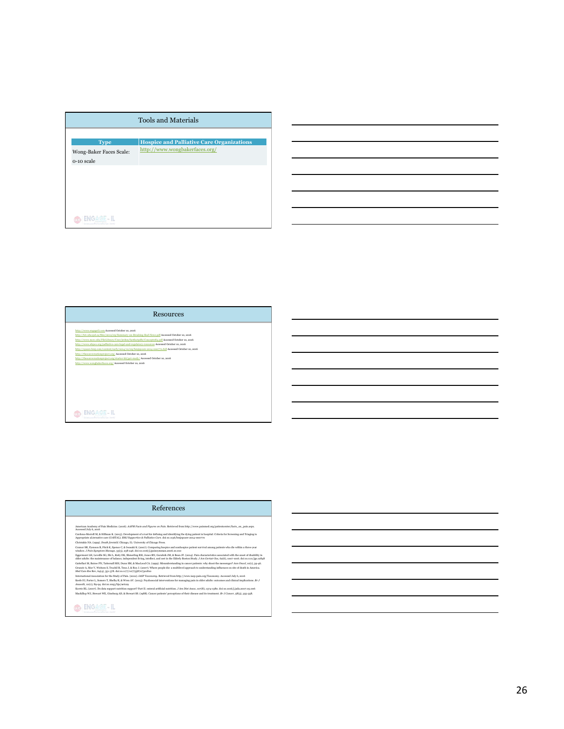## Tools and Materials

| Type | Hospice and Palliative Care Organizations |
|---|---|
| Wong-Baker Faces Scale: 0-10 scale | http://www.wongbakerfaces.org/ |

## Resources

http://www.engageil.com Accessed October 10, 2016
http://hlr.ubcpd.ca/files/2012/09/Summary-on-Breaking-Bad-News.pdf Accessed October 10, 2016
http://www.mcw.edu/FileLibrary/User/jrehm/fastfactpdfs/Concept064.pdf Accessed October 10, 2016
http://www.nhpco.org/palliative-care-legal-and-regulatory-resources Accessed October 10, 2016
http://spcare.bmj.com/content/early/2014/12/09/bmjspcare-2014-000770.full Accessed October 10, 2016
http://theconversationproject.org/ Accessed October 10, 2016
http://theconversationproject.org/starter-kit/get-ready/ Accessed October 10, 2016
http://www.wongbakerfaces.org/ Accessed October 10, 2016

## References

American Academy of Pain Medicine. (2016). *AAPM Facts and Figures on Pain*. Retrieved from http://www.painmed.org/patientcenter/facts_on_pain.aspx. Accessed July 6, 2016.

Cardona-Morrell M, & Hillman K. (2015). Development of a tool for defining and identifying the dying patient in hospital: Criteria for Screening and Triaging to Appropriate aLternative care (CriSTAL). *BMJ Supportive & Palliative Care*. doi:10.1136/bmjspcare-2014-000770

Christakis NA. (1999). *Death foretold*. Chicago, IL: University of Chicago Press.

Connor SR, Pyenson B, Fitch K, Spence C, & Iwasaki K. (2007). Comparing hospice and nonhospice patient survival among patients who die within a three-year window. *J Pain Symptom Manage*, 33(3), 238-246. doi:10.1016/j.jpainsymman.2006.10.010

Eggermont LH, Leveille SG, Shi L, Kiely DK, Shmerling RH, Jones RN, Guralnik JM, & Bean JF. (2014). Pain characteristics associated with the onset of disability in older adults: the maintenance of balance, independent living, intellect, and zest in the Elderly Boston Study. *J Am Geriatr Soc*, 62(6), 1007-1016. doi:10.1111/jgs.12848

Gattellari M, Butow PN, Tattersall MH, Dunn SM, & MacLeod CA. (1999). Misunderstanding in cancer patients: why shoot the messenger? *Ann Oncol*, 10(1), 39-46.

Gruneir A, Mor V, Weitzen S, Truchil R, Teno J, & Roy J. (2007). Where people die: a multilevel approach to understanding influences on site of death in America. *Med Care Res Rev*, 64(4), 351-378. doi:10.1177/1077558707301810

International Association for the Study of Pain. (2012). *IASP Taxonomy*. Retrieved from http://www.iasp-pain.org/Taxonomy. Accessed July 6, 2016

Keefe FJ, Porter L, Somers T, Shelby R, & Wren AV. (2013). Psychosocial interventions for managing pain in older adults: outcomes and clinical implications. *Br J Anaesth*, 111(1), 89-94. doi:10.1093/bja/aet129

Koretz RL. (2007). Do data support nutrition support? Part II. enteral artificial nutrition. *J Am Diet Assoc*, 107(8), 1374-1380. doi:10.1016/j.jada.2007.05.006

Mackillop WJ, Stewart WE, Ginsburg AD, & Stewart SS. (1988). Cancer patients' perceptions of their disease and its treatment. *Br J Cancer*, 58(3), 355-358.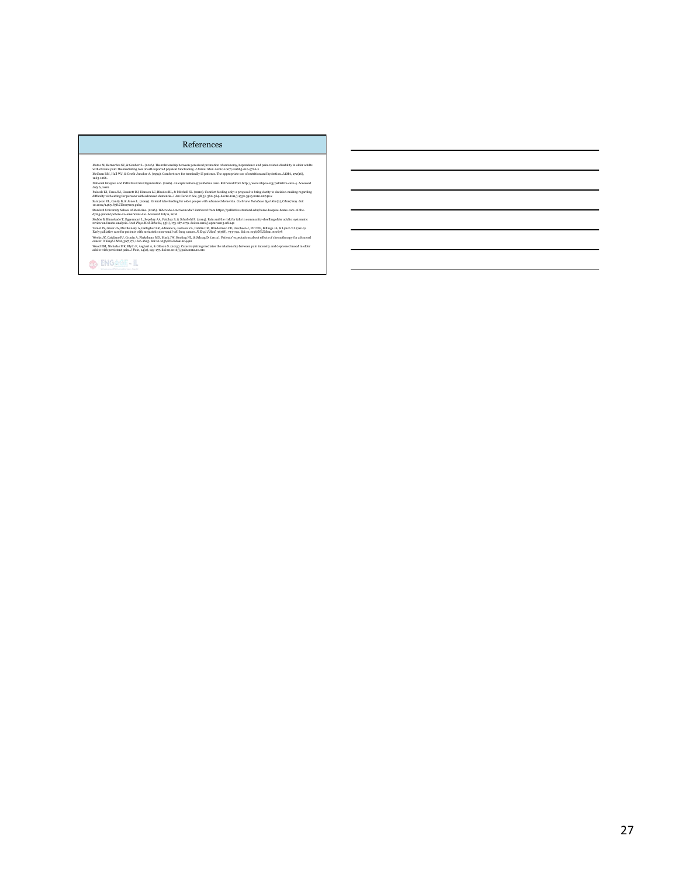# References

Matos M, Bernardes SF, & Goubert L. (2016). The relationship between perceived promotion of autonomy/dependence and pain-related disability in older adults with chronic pain: the mediating role of self-reported physical functioning. *J Behav Med*. doi:10.1007/s10865-016-9726-x

McCann RM, Hall WJ, & Groth-Juncker A. (1994). Comfort care for terminally ill patients. The appropriate use of nutrition and hydration. *JAMA*, 272(16), 1263-1266.

National Hospice and Palliative Care Organization. (2016). *An explanation of palliative care*. Retrieved from http://www.nhpco.org/palliative-care-4. Accessed July 6, 2016

Palecek EJ, Teno JM, Casarett DJ, Hanson LC, Rhodes RL, & Mitchell SL. (2010). Comfort feeding only: a proposal to bring clarity to decision-making regarding difficulty with eating for persons with advanced dementia. *J Am Geriatr Soc*, 58(3), 580-584. doi:10.1111/j.1532-5415.2010.02740.x

Sampson EL, Candy B, & Jones L. (2009). Enteral tube feeding for older people with advanced dementia. *Cochrane Database Syst Rev*(2), Cd007209. doi:10.1002/14651858.CD007209.pub2

Stanford University School of Medicine. (2016). *Where do Americans die?* Retrieved from https://palliative.stanford.edu/home-hospice-home-care-of-the-dying-patient/where-do-americans-die. Accessed July 6, 2016

Stubbs B, Binnekade T, Eggermont L, Sepehry AA, Patchay S, & Schofield P. (2014). Pain and the risk for falls in community-dwelling older adults: systematic review and meta-analysis. *Arch Phys Med Rehabil*, 95(1), 175-187.e179. doi:10.1016/j.apmr.2013.08.241

Temel JS, Greer JA, Muzikansky A, Gallagher ER, Admane S, Jackson VA, Dahlin CM, Blinderman CD, Jacobsen J, Pirl WF, Billings JA, & Lynch TJ. (2010). Early palliative care for patients with metastatic non-small-cell lung cancer. *N Engl J Med*, 363(8), 733-742. doi:10.1056/NEJMoa1000678

Weeks JC, Catalano PJ, Cronin A, Finkelman MD, Mack JW, Keating NL, & Schrag D. (2012). Patients' expectations about effects of chemotherapy for advanced cancer. *N Engl J Med*, 367(17), 1616-1625. doi:10.1056/NEJMoa1204410

Wood BM, Nicholas MK, Blyth F, Asghari A, & Gibson S. (2013). Catastrophizing mediates the relationship between pain intensity and depressed mood in older adults with persistent pain. *J Pain*, 14(2), 149-157. doi:10.1016/j.jpain.2012.10.011

ENGAGE-IL